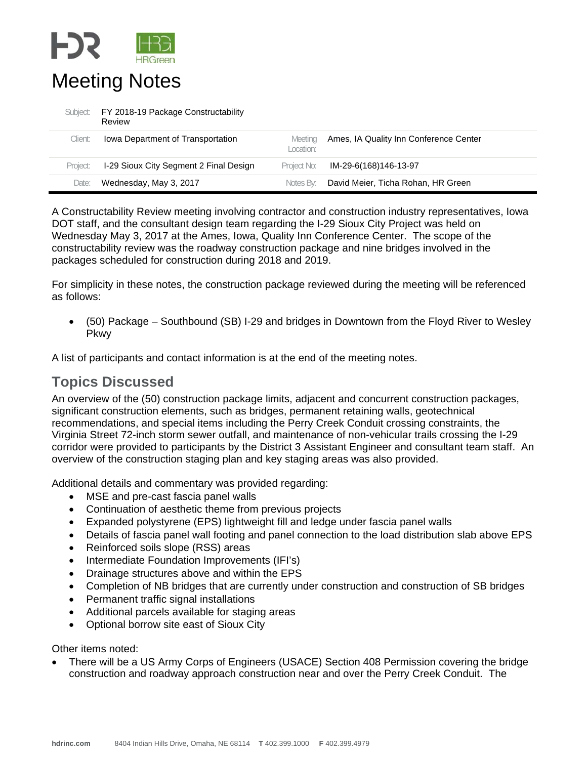# Meeting Notes

| | | | |
|---|---|---|---|
| Subject: | FY 2018-19 Package Constructability Review | | |
| Client: | Iowa Department of Transportation | Meeting Location: | Ames, IA Quality Inn Conference Center |
| Project: | I-29 Sioux City Segment 2 Final Design | Project No: | IM-29-6(168)146-13-97 |
| Date: | Wednesday, May 3, 2017 | Notes By: | David Meier, Ticha Rohan, HR Green |

A Constructability Review meeting involving contractor and construction industry representatives, Iowa DOT staff, and the consultant design team regarding the I-29 Sioux City Project was held on Wednesday May 3, 2017 at the Ames, Iowa, Quality Inn Conference Center. The scope of the constructability review was the roadway construction package and nine bridges involved in the packages scheduled for construction during 2018 and 2019.

For simplicity in these notes, the construction package reviewed during the meeting will be referenced as follows:

- (50) Package – Southbound (SB) I-29 and bridges in Downtown from the Floyd River to Wesley Pkwy

A list of participants and contact information is at the end of the meeting notes.

## Topics Discussed

An overview of the (50) construction package limits, adjacent and concurrent construction packages, significant construction elements, such as bridges, permanent retaining walls, geotechnical recommendations, and special items including the Perry Creek Conduit crossing constraints, the Virginia Street 72-inch storm sewer outfall, and maintenance of non-vehicular trails crossing the I-29 corridor were provided to participants by the District 3 Assistant Engineer and consultant team staff. An overview of the construction staging plan and key staging areas was also provided.

Additional details and commentary was provided regarding:

- MSE and pre-cast fascia panel walls
- Continuation of aesthetic theme from previous projects
- Expanded polystyrene (EPS) lightweight fill and ledge under fascia panel walls
- Details of fascia panel wall footing and panel connection to the load distribution slab above EPS
- Reinforced soils slope (RSS) areas
- Intermediate Foundation Improvements (IFI's)
- Drainage structures above and within the EPS
- Completion of NB bridges that are currently under construction and construction of SB bridges
- Permanent traffic signal installations
- Additional parcels available for staging areas
- Optional borrow site east of Sioux City

Other items noted:

- There will be a US Army Corps of Engineers (USACE) Section 408 Permission covering the bridge construction and roadway approach construction near and over the Perry Creek Conduit. The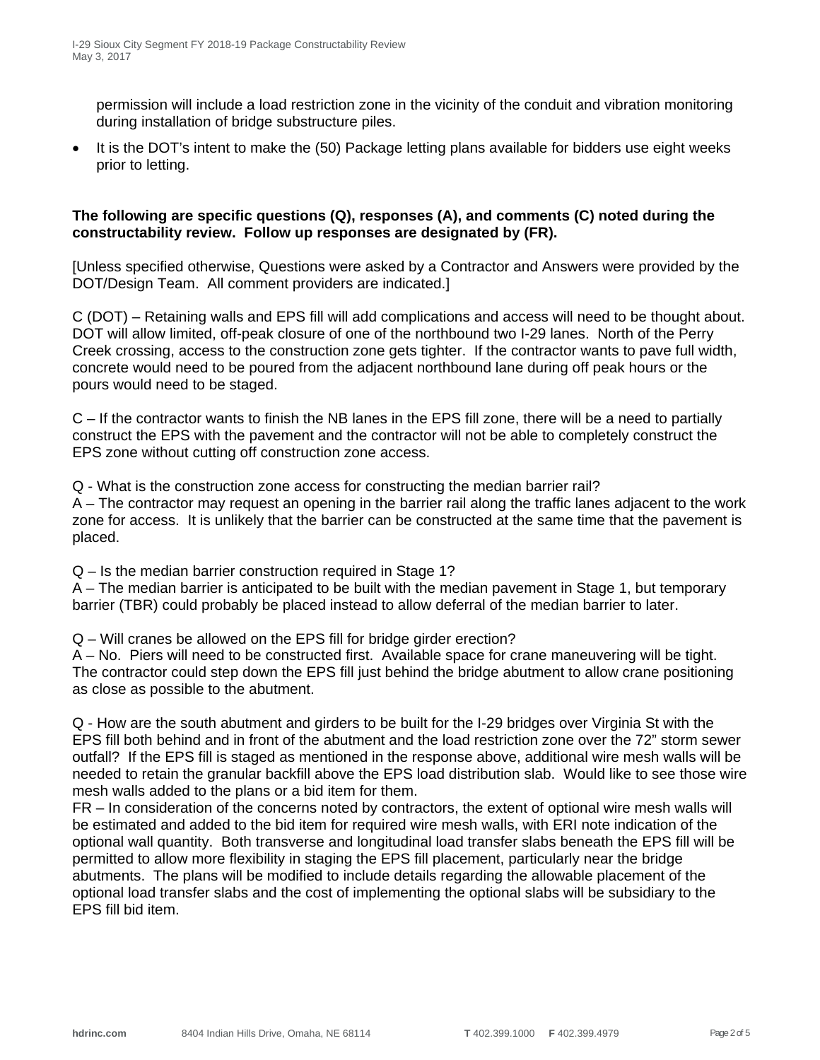permission will include a load restriction zone in the vicinity of the conduit and vibration monitoring during installation of bridge substructure piles.

- It is the DOT's intent to make the (50) Package letting plans available for bidders use eight weeks prior to letting.

**The following are specific questions (Q), responses (A), and comments (C) noted during the constructability review. Follow up responses are designated by (FR).**

[Unless specified otherwise, Questions were asked by a Contractor and Answers were provided by the DOT/Design Team. All comment providers are indicated.]

C (DOT) – Retaining walls and EPS fill will add complications and access will need to be thought about. DOT will allow limited, off-peak closure of one of the northbound two I-29 lanes. North of the Perry Creek crossing, access to the construction zone gets tighter. If the contractor wants to pave full width, concrete would need to be poured from the adjacent northbound lane during off peak hours or the pours would need to be staged.

C – If the contractor wants to finish the NB lanes in the EPS fill zone, there will be a need to partially construct the EPS with the pavement and the contractor will not be able to completely construct the EPS zone without cutting off construction zone access.

Q - What is the construction zone access for constructing the median barrier rail?
A – The contractor may request an opening in the barrier rail along the traffic lanes adjacent to the work zone for access. It is unlikely that the barrier can be constructed at the same time that the pavement is placed.

Q – Is the median barrier construction required in Stage 1?
A – The median barrier is anticipated to be built with the median pavement in Stage 1, but temporary barrier (TBR) could probably be placed instead to allow deferral of the median barrier to later.

Q – Will cranes be allowed on the EPS fill for bridge girder erection?
A – No. Piers will need to be constructed first. Available space for crane maneuvering will be tight. The contractor could step down the EPS fill just behind the bridge abutment to allow crane positioning as close as possible to the abutment.

Q - How are the south abutment and girders to be built for the I-29 bridges over Virginia St with the EPS fill both behind and in front of the abutment and the load restriction zone over the 72" storm sewer outfall? If the EPS fill is staged as mentioned in the response above, additional wire mesh walls will be needed to retain the granular backfill above the EPS load distribution slab. Would like to see those wire mesh walls added to the plans or a bid item for them.
FR – In consideration of the concerns noted by contractors, the extent of optional wire mesh walls will be estimated and added to the bid item for required wire mesh walls, with ERI note indication of the optional wall quantity. Both transverse and longitudinal load transfer slabs beneath the EPS fill will be permitted to allow more flexibility in staging the EPS fill placement, particularly near the bridge abutments. The plans will be modified to include details regarding the allowable placement of the optional load transfer slabs and the cost of implementing the optional slabs will be subsidiary to the EPS fill bid item.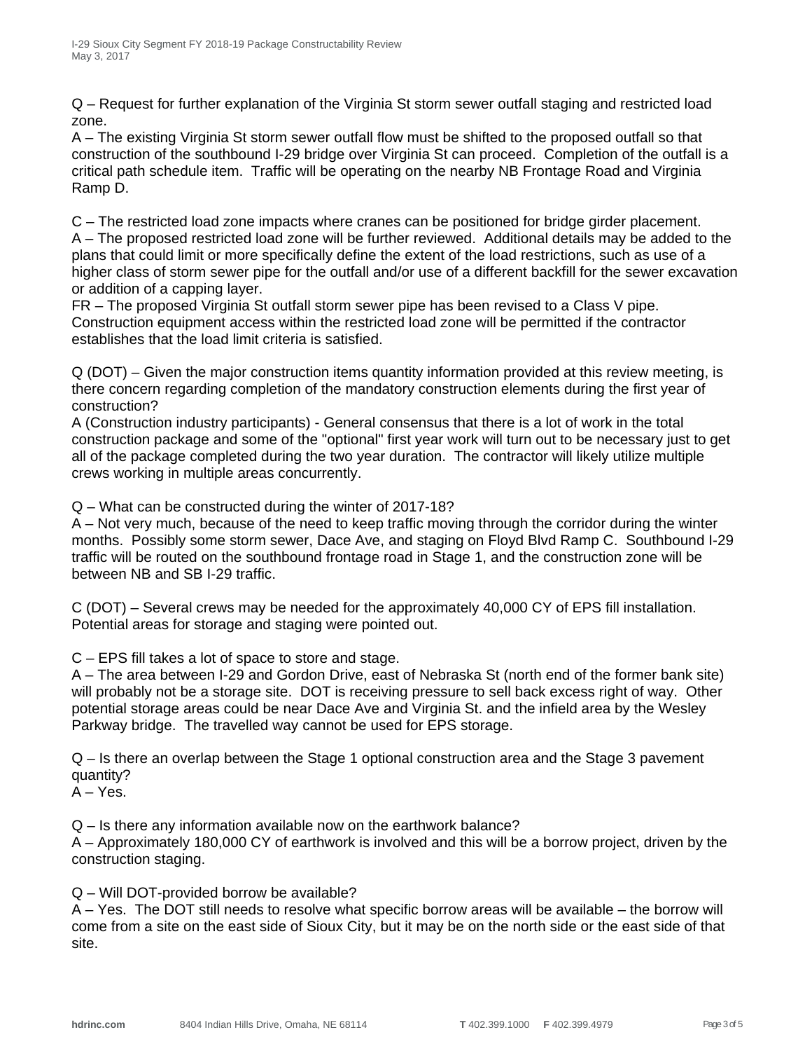Q – Request for further explanation of the Virginia St storm sewer outfall staging and restricted load zone.
A – The existing Virginia St storm sewer outfall flow must be shifted to the proposed outfall so that construction of the southbound I-29 bridge over Virginia St can proceed. Completion of the outfall is a critical path schedule item. Traffic will be operating on the nearby NB Frontage Road and Virginia Ramp D.

C – The restricted load zone impacts where cranes can be positioned for bridge girder placement.
A – The proposed restricted load zone will be further reviewed. Additional details may be added to the plans that could limit or more specifically define the extent of the load restrictions, such as use of a higher class of storm sewer pipe for the outfall and/or use of a different backfill for the sewer excavation or addition of a capping layer.
FR – The proposed Virginia St outfall storm sewer pipe has been revised to a Class V pipe. Construction equipment access within the restricted load zone will be permitted if the contractor establishes that the load limit criteria is satisfied.

Q (DOT) – Given the major construction items quantity information provided at this review meeting, is there concern regarding completion of the mandatory construction elements during the first year of construction?
A (Construction industry participants) - General consensus that there is a lot of work in the total construction package and some of the "optional" first year work will turn out to be necessary just to get all of the package completed during the two year duration. The contractor will likely utilize multiple crews working in multiple areas concurrently.

Q – What can be constructed during the winter of 2017-18?
A – Not very much, because of the need to keep traffic moving through the corridor during the winter months. Possibly some storm sewer, Dace Ave, and staging on Floyd Blvd Ramp C. Southbound I-29 traffic will be routed on the southbound frontage road in Stage 1, and the construction zone will be between NB and SB I-29 traffic.

C (DOT) – Several crews may be needed for the approximately 40,000 CY of EPS fill installation. Potential areas for storage and staging were pointed out.

C – EPS fill takes a lot of space to store and stage.
A – The area between I-29 and Gordon Drive, east of Nebraska St (north end of the former bank site) will probably not be a storage site. DOT is receiving pressure to sell back excess right of way. Other potential storage areas could be near Dace Ave and Virginia St. and the infield area by the Wesley Parkway bridge. The travelled way cannot be used for EPS storage.

Q – Is there an overlap between the Stage 1 optional construction area and the Stage 3 pavement quantity?
A – Yes.

Q – Is there any information available now on the earthwork balance?
A – Approximately 180,000 CY of earthwork is involved and this will be a borrow project, driven by the construction staging.

Q – Will DOT-provided borrow be available?
A – Yes. The DOT still needs to resolve what specific borrow areas will be available – the borrow will come from a site on the east side of Sioux City, but it may be on the north side or the east side of that site.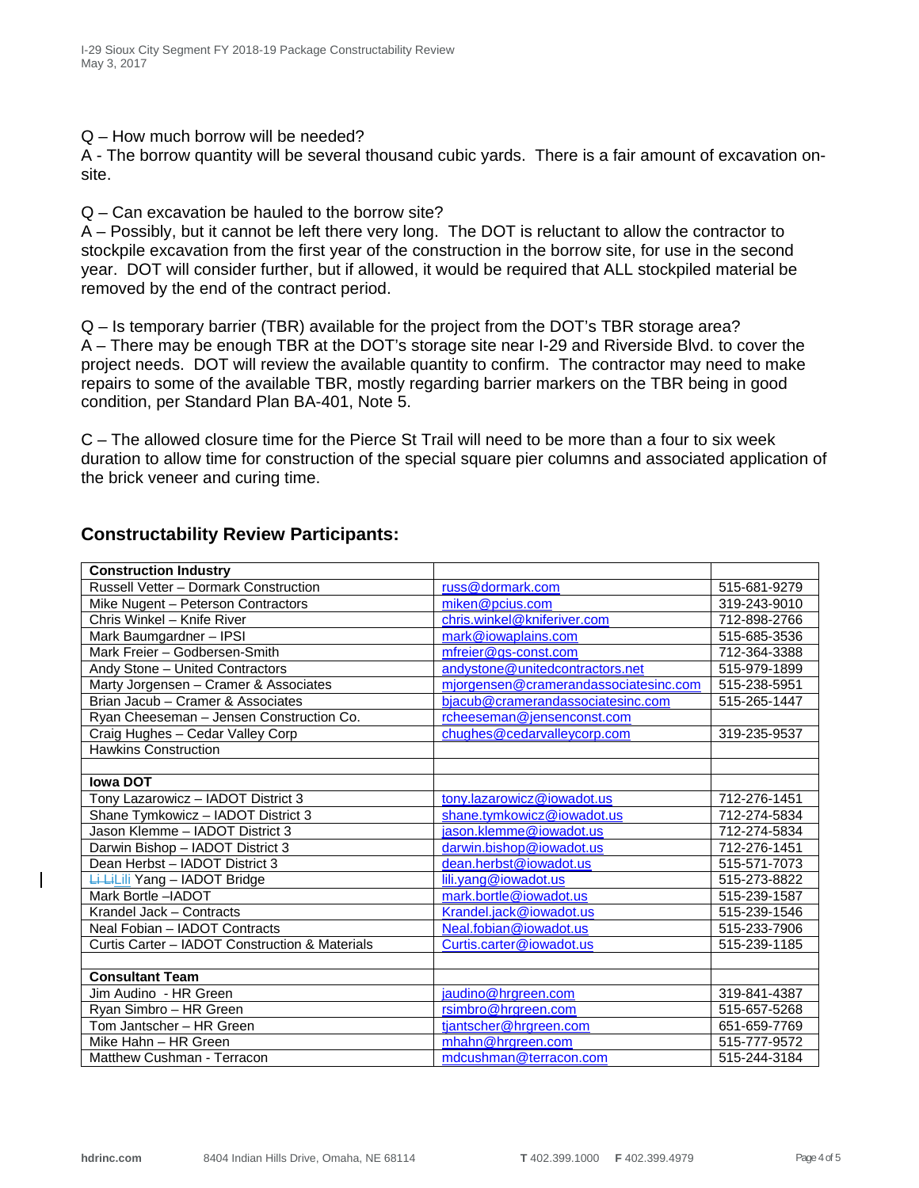Q – How much borrow will be needed?
A - The borrow quantity will be several thousand cubic yards. There is a fair amount of excavation on-site.

Q – Can excavation be hauled to the borrow site?
A – Possibly, but it cannot be left there very long. The DOT is reluctant to allow the contractor to stockpile excavation from the first year of the construction in the borrow site, for use in the second year. DOT will consider further, but if allowed, it would be required that ALL stockpiled material be removed by the end of the contract period.

Q – Is temporary barrier (TBR) available for the project from the DOT's TBR storage area?
A – There may be enough TBR at the DOT's storage site near I-29 and Riverside Blvd. to cover the project needs. DOT will review the available quantity to confirm. The contractor may need to make repairs to some of the available TBR, mostly regarding barrier markers on the TBR being in good condition, per Standard Plan BA-401, Note 5.

C – The allowed closure time for the Pierce St Trail will need to be more than a four to six week duration to allow time for construction of the special square pier columns and associated application of the brick veneer and curing time.

## Constructability Review Participants:

| | | |
|---|---|---|
| **Construction Industry** | | |
| Russell Vetter – Dormark Construction | russ@dormark.com | 515-681-9279 |
| Mike Nugent – Peterson Contractors | miken@pcius.com | 319-243-9010 |
| Chris Winkel – Knife River | chris.winkel@kniferiver.com | 712-898-2766 |
| Mark Baumgardner – IPSI | mark@iowaplains.com | 515-685-3536 |
| Mark Freier – Godbersen-Smith | mfreier@gs-const.com | 712-364-3388 |
| Andy Stone – United Contractors | andystone@unitedcontractors.net | 515-979-1899 |
| Marty Jorgensen – Cramer & Associates | mjorgensen@cramerandassociatesinc.com | 515-238-5951 |
| Brian Jacub – Cramer & Associates | bjacub@cramerandassociatesinc.com | 515-265-1447 |
| Ryan Cheeseman – Jensen Construction Co. | rcheeseman@jensenconst.com | |
| Craig Hughes – Cedar Valley Corp | chughes@cedarvalleycorp.com | 319-235-9537 |
| Hawkins Construction | | |
| | | |
| **Iowa DOT** | | |
| Tony Lazarowicz – IADOT District 3 | tony.lazarowicz@iowadot.us | 712-276-1451 |
| Shane Tymkowicz – IADOT District 3 | shane.tymkowicz@iowadot.us | 712-274-5834 |
| Jason Klemme – IADOT District 3 | jason.klemme@iowadot.us | 712-274-5834 |
| Darwin Bishop – IADOT District 3 | darwin.bishop@iowadot.us | 712-276-1451 |
| Dean Herbst – IADOT District 3 | dean.herbst@iowadot.us | 515-571-7073 |
| Li LiLili Yang – IADOT Bridge | lili.yang@iowadot.us | 515-273-8822 |
| Mark Bortle –IADOT | mark.bortle@iowadot.us | 515-239-1587 |
| Krandel Jack – Contracts | Krandel.jack@iowadot.us | 515-239-1546 |
| Neal Fobian – IADOT Contracts | Neal.fobian@iowadot.us | 515-233-7906 |
| Curtis Carter – IADOT Construction & Materials | Curtis.carter@iowadot.us | 515-239-1185 |
| | | |
| **Consultant Team** | | |
| Jim Audino - HR Green | jaudino@hrgreen.com | 319-841-4387 |
| Ryan Simbro – HR Green | rsimbro@hrgreen.com | 515-657-5268 |
| Tom Jantscher – HR Green | tjantscher@hrgreen.com | 651-659-7769 |
| Mike Hahn – HR Green | mhahn@hrgreen.com | 515-777-9572 |
| Matthew Cushman - Terracon | mdcushman@terracon.com | 515-244-3184 |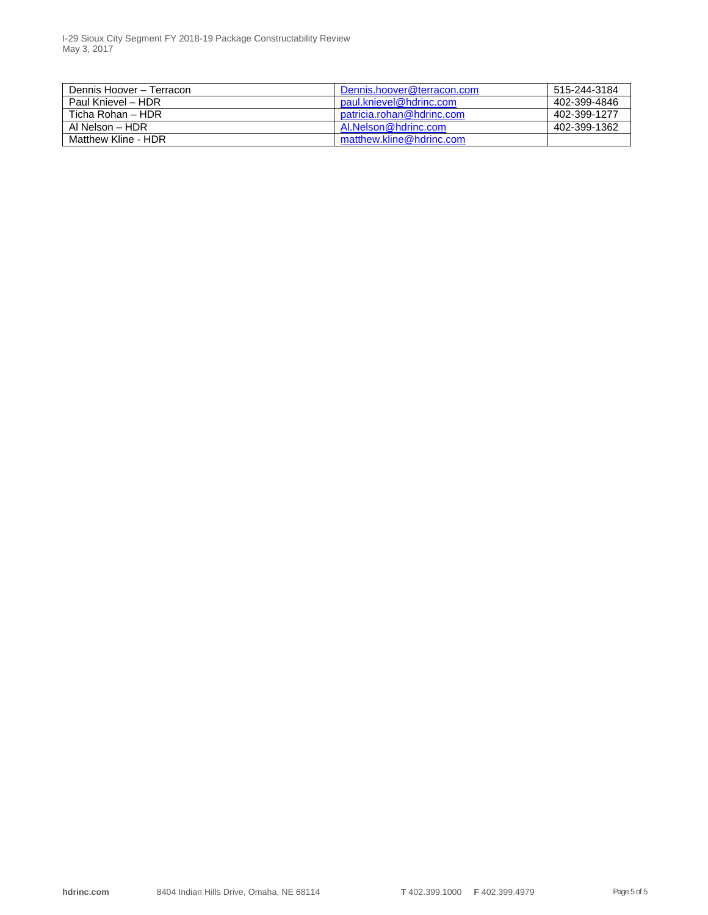| | | |
|---|---|---|
| Dennis Hoover – Terracon | Dennis.hoover@terracon.com | 515-244-3184 |
| Paul Knievel – HDR | paul.knievel@hdrinc.com | 402-399-4846 |
| Ticha Rohan – HDR | patricia.rohan@hdrinc.com | 402-399-1277 |
| Al Nelson – HDR | Al.Nelson@hdrinc.com | 402-399-1362 |
| Matthew Kline - HDR | matthew.kline@hdrinc.com | |